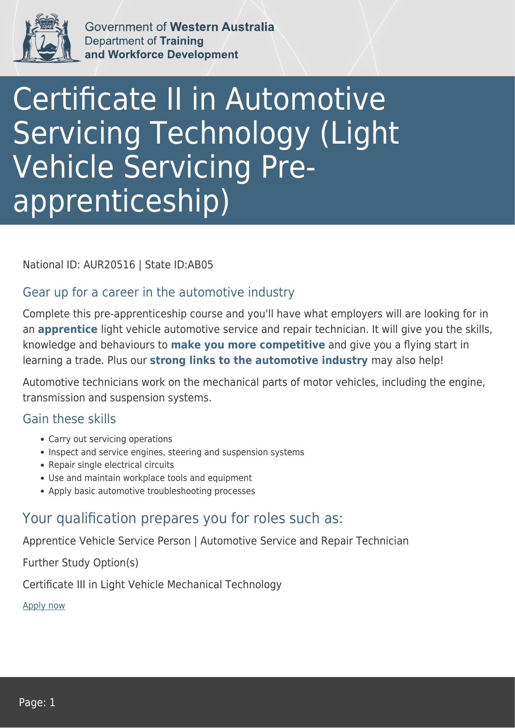Government of **Western Australia**
Department of **Training and Workforce Development**

# Certificate II in Automotive Servicing Technology (Light Vehicle Servicing Pre-apprenticeship)

National ID: AUR20516 | State ID:AB05

## Gear up for a career in the automotive industry

Complete this pre-apprenticeship course and you'll have what employers will are looking for in an **apprentice** light vehicle automotive service and repair technician. It will give you the skills, knowledge and behaviours to **make you more competitive** and give you a flying start in learning a trade. Plus our **strong links to the automotive industry** may also help!

Automotive technicians work on the mechanical parts of motor vehicles, including the engine, transmission and suspension systems.

## Gain these skills

- Carry out servicing operations
- Inspect and service engines, steering and suspension systems
- Repair single electrical circuits
- Use and maintain workplace tools and equipment
- Apply basic automotive troubleshooting processes

## Your qualification prepares you for roles such as:

Apprentice Vehicle Service Person | Automotive Service and Repair Technician

Further Study Option(s)

Certificate III in Light Vehicle Mechanical Technology

Apply now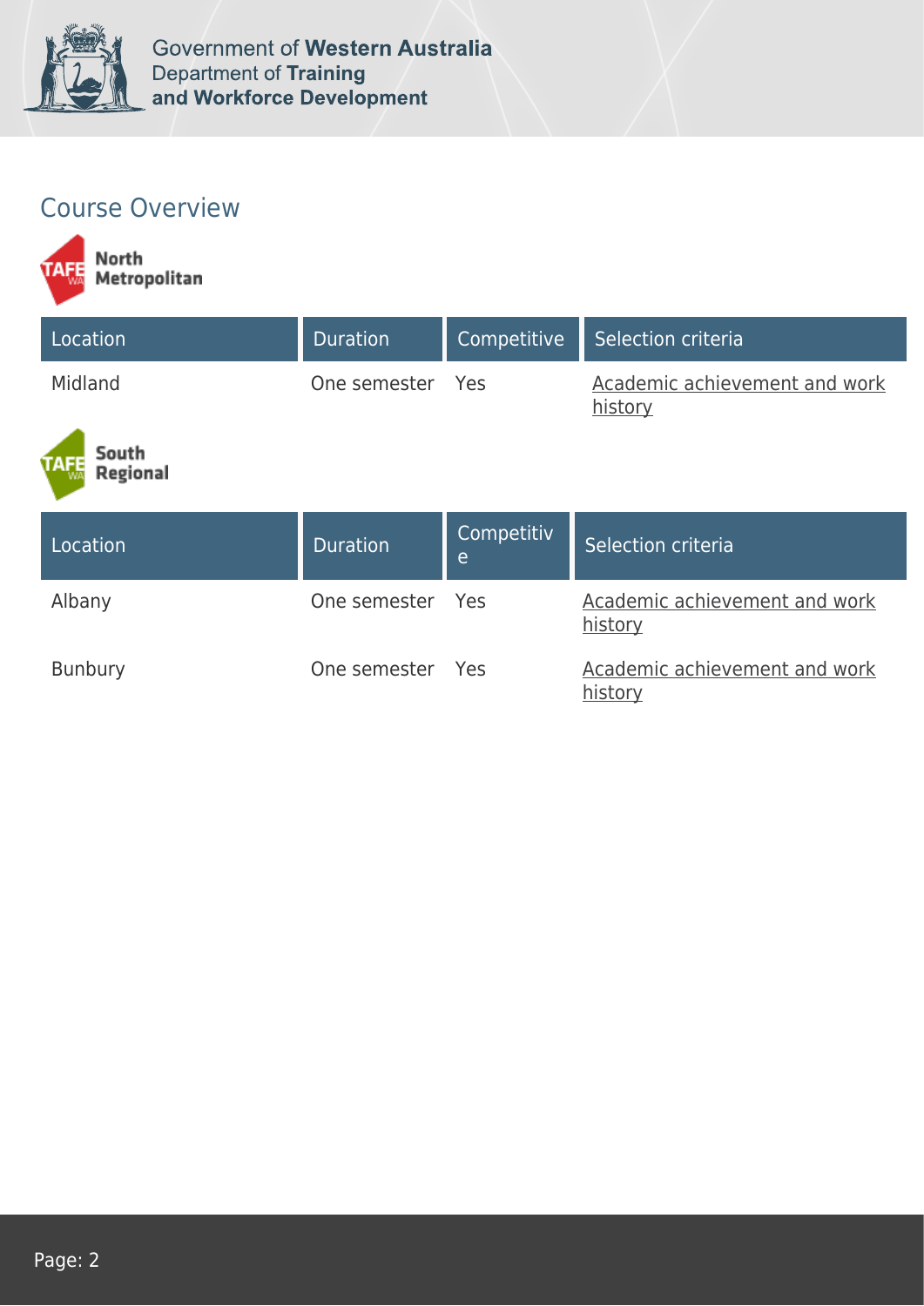## Course Overview

**North Metropolitan**

| Location | Duration | Competitive | Selection criteria |
| --- | --- | --- | --- |
| Midland | One semester | Yes | Academic achievement and work history |

**South Regional**

| Location | Duration | Competitive | Selection criteria |
| --- | --- | --- | --- |
| Albany | One semester | Yes | Academic achievement and work history |
| Bunbury | One semester | Yes | Academic achievement and work history |